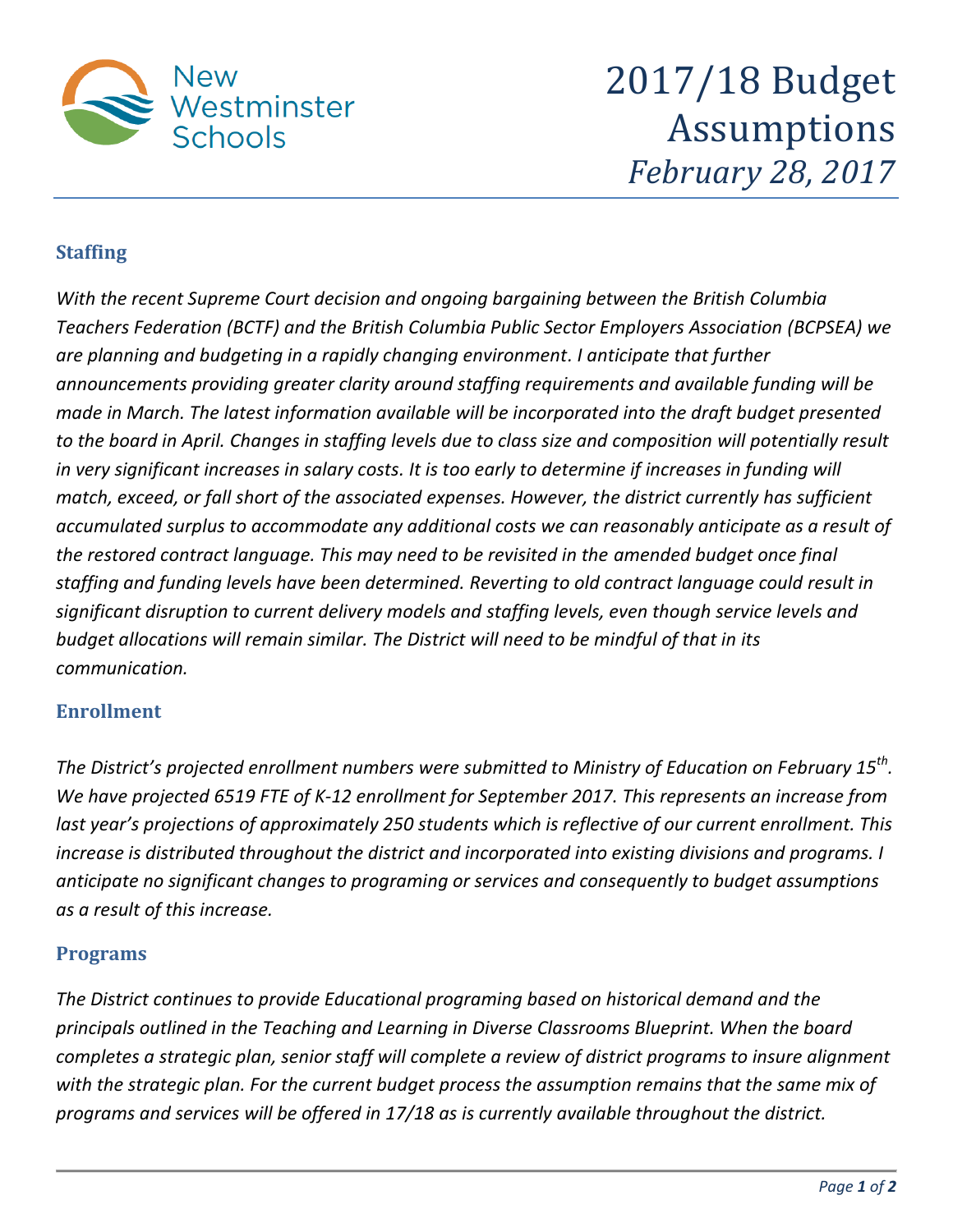New Westminster Schools

# 2017/18 Budget Assumptions

*February 28, 2017*

## Staffing

*With the recent Supreme Court decision and ongoing bargaining between the British Columbia Teachers Federation (BCTF) and the British Columbia Public Sector Employers Association (BCPSEA) we are planning and budgeting in a rapidly changing environment. I anticipate that further announcements providing greater clarity around staffing requirements and available funding will be made in March. The latest information available will be incorporated into the draft budget presented to the board in April. Changes in staffing levels due to class size and composition will potentially result in very significant increases in salary costs. It is too early to determine if increases in funding will match, exceed, or fall short of the associated expenses. However, the district currently has sufficient accumulated surplus to accommodate any additional costs we can reasonably anticipate as a result of the restored contract language. This may need to be revisited in the amended budget once final staffing and funding levels have been determined. Reverting to old contract language could result in significant disruption to current delivery models and staffing levels, even though service levels and budget allocations will remain similar. The District will need to be mindful of that in its communication.*

## Enrollment

*The District's projected enrollment numbers were submitted to Ministry of Education on February 15th. We have projected 6519 FTE of K-12 enrollment for September 2017. This represents an increase from last year's projections of approximately 250 students which is reflective of our current enrollment. This increase is distributed throughout the district and incorporated into existing divisions and programs. I anticipate no significant changes to programing or services and consequently to budget assumptions as a result of this increase.*

## Programs

*The District continues to provide Educational programing based on historical demand and the principals outlined in the Teaching and Learning in Diverse Classrooms Blueprint. When the board completes a strategic plan, senior staff will complete a review of district programs to insure alignment with the strategic plan. For the current budget process the assumption remains that the same mix of programs and services will be offered in 17/18 as is currently available throughout the district.*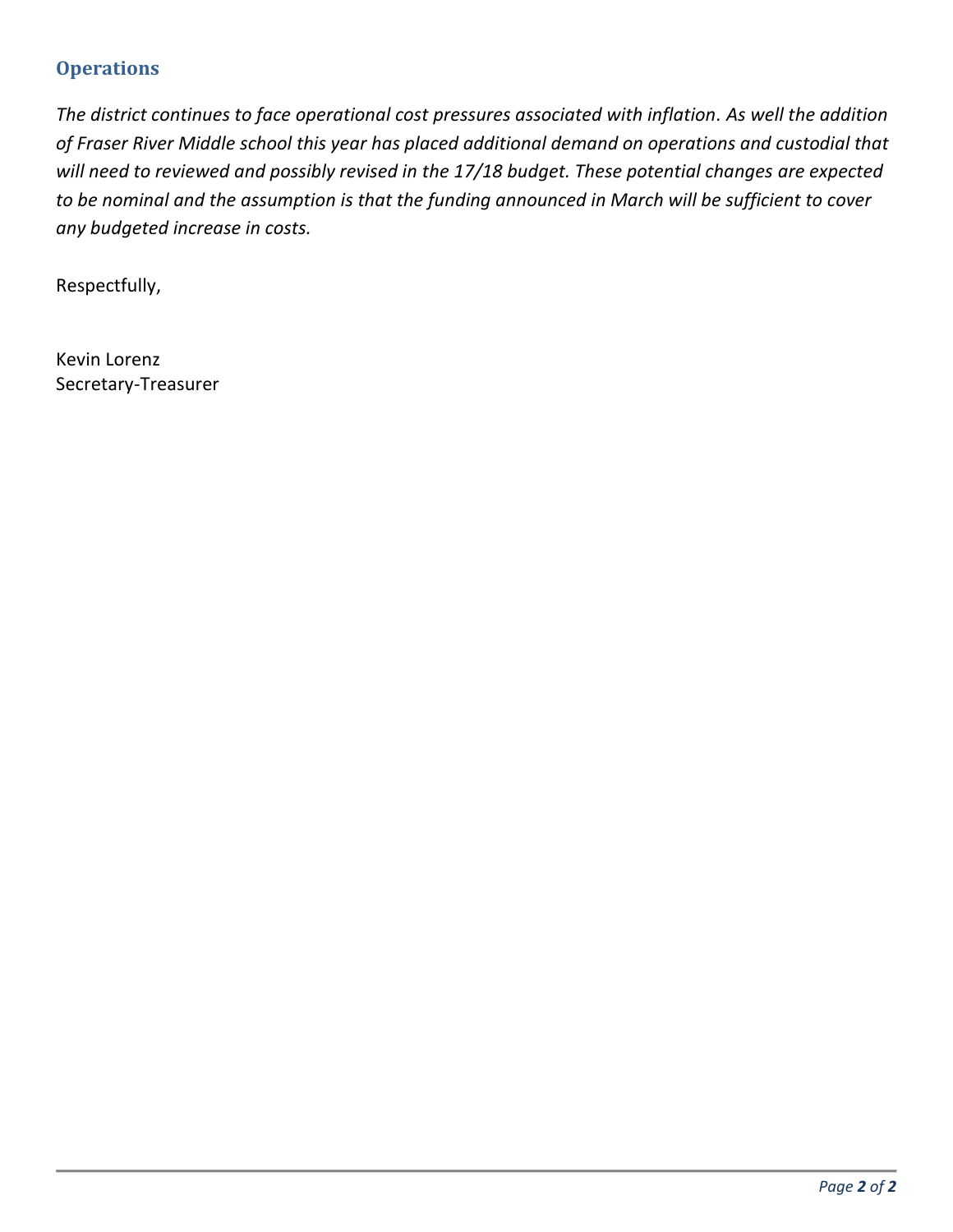## Operations

*The district continues to face operational cost pressures associated with inflation. As well the addition of Fraser River Middle school this year has placed additional demand on operations and custodial that will need to reviewed and possibly revised in the 17/18 budget. These potential changes are expected to be nominal and the assumption is that the funding announced in March will be sufficient to cover any budgeted increase in costs.*

Respectfully,

Kevin Lorenz
Secretary-Treasurer